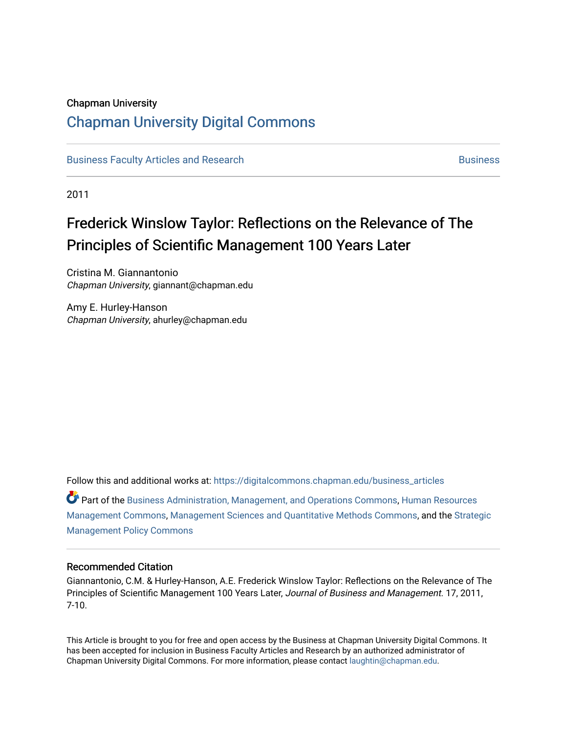Chapman University

# Chapman University Digital Commons

Business Faculty Articles and Research | Business

2011

## Frederick Winslow Taylor: Reflections on the Relevance of The Principles of Scientific Management 100 Years Later

Cristina M. Giannantonio
*Chapman University*, giannant@chapman.edu

Amy E. Hurley-Hanson
*Chapman University*, ahurley@chapman.edu

Follow this and additional works at: https://digitalcommons.chapman.edu/business_articles

Part of the Business Administration, Management, and Operations Commons, Human Resources Management Commons, Management Sciences and Quantitative Methods Commons, and the Strategic Management Policy Commons

### Recommended Citation

Giannantonio, C.M. & Hurley-Hanson, A.E. Frederick Winslow Taylor: Reflections on the Relevance of The Principles of Scientific Management 100 Years Later, *Journal of Business and Management*. 17, 2011, 7-10.

This Article is brought to you for free and open access by the Business at Chapman University Digital Commons. It has been accepted for inclusion in Business Faculty Articles and Research by an authorized administrator of Chapman University Digital Commons. For more information, please contact laughtin@chapman.edu.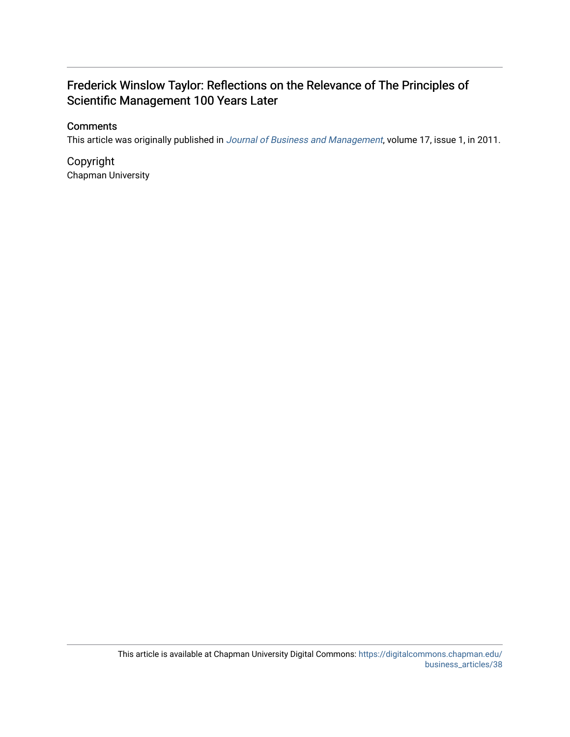# Frederick Winslow Taylor: Reflections on the Relevance of The Principles of Scientific Management 100 Years Later

## Comments

This article was originally published in *Journal of Business and Management*, volume 17, issue 1, in 2011.

## Copyright

Chapman University

This article is available at Chapman University Digital Commons: https://digitalcommons.chapman.edu/business_articles/38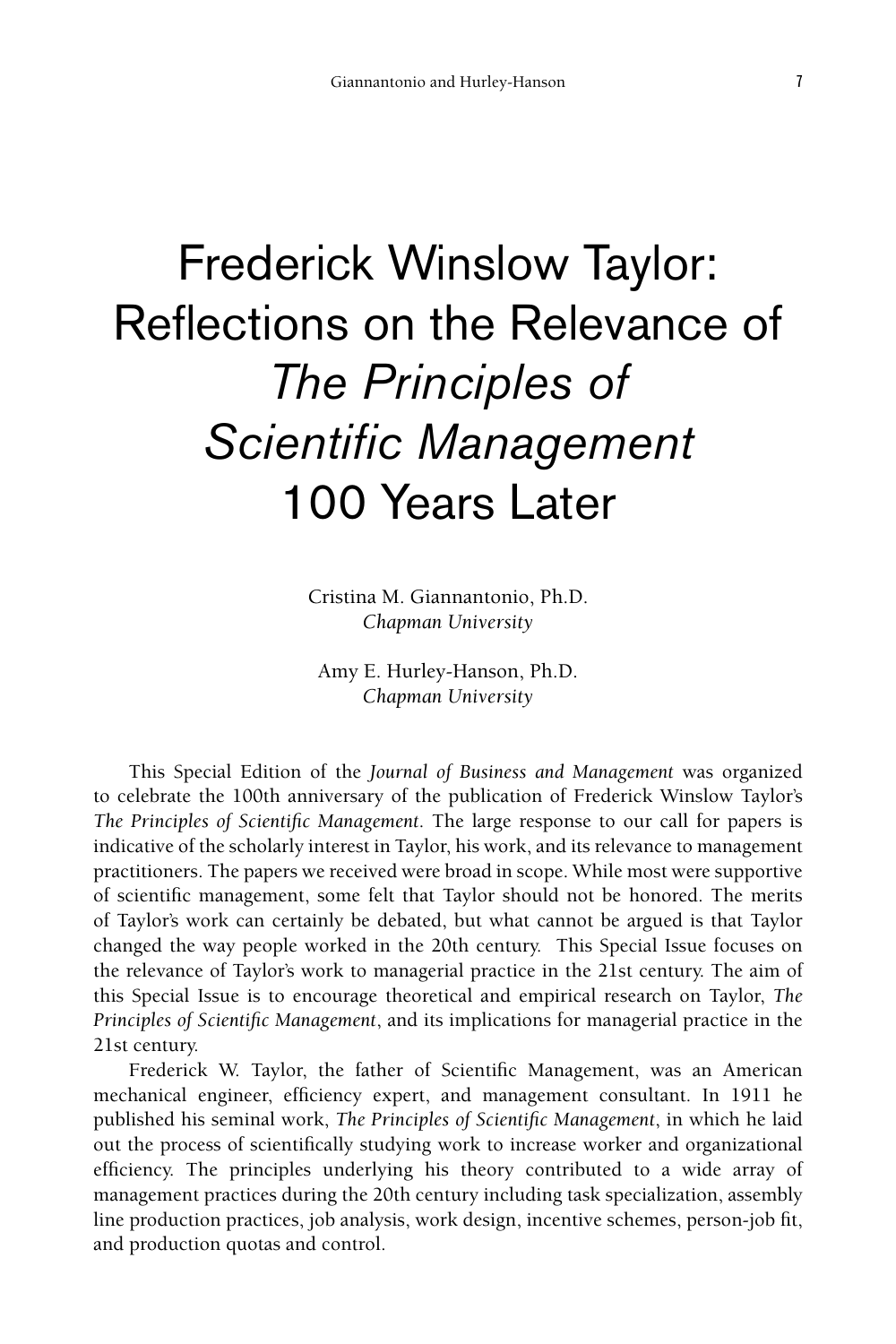# Frederick Winslow Taylor: Reflections on the Relevance of *The Principles of Scientific Management* 100 Years Later

Cristina M. Giannantonio, Ph.D.
*Chapman University*

Amy E. Hurley-Hanson, Ph.D.
*Chapman University*

This Special Edition of the *Journal of Business and Management* was organized to celebrate the 100th anniversary of the publication of Frederick Winslow Taylor's *The Principles of Scientific Management*. The large response to our call for papers is indicative of the scholarly interest in Taylor, his work, and its relevance to management practitioners. The papers we received were broad in scope. While most were supportive of scientific management, some felt that Taylor should not be honored. The merits of Taylor's work can certainly be debated, but what cannot be argued is that Taylor changed the way people worked in the 20th century. This Special Issue focuses on the relevance of Taylor's work to managerial practice in the 21st century. The aim of this Special Issue is to encourage theoretical and empirical research on Taylor, *The Principles of Scientific Management*, and its implications for managerial practice in the 21st century.

Frederick W. Taylor, the father of Scientific Management, was an American mechanical engineer, efficiency expert, and management consultant. In 1911 he published his seminal work, *The Principles of Scientific Management*, in which he laid out the process of scientifically studying work to increase worker and organizational efficiency. The principles underlying his theory contributed to a wide array of management practices during the 20th century including task specialization, assembly line production practices, job analysis, work design, incentive schemes, person-job fit, and production quotas and control.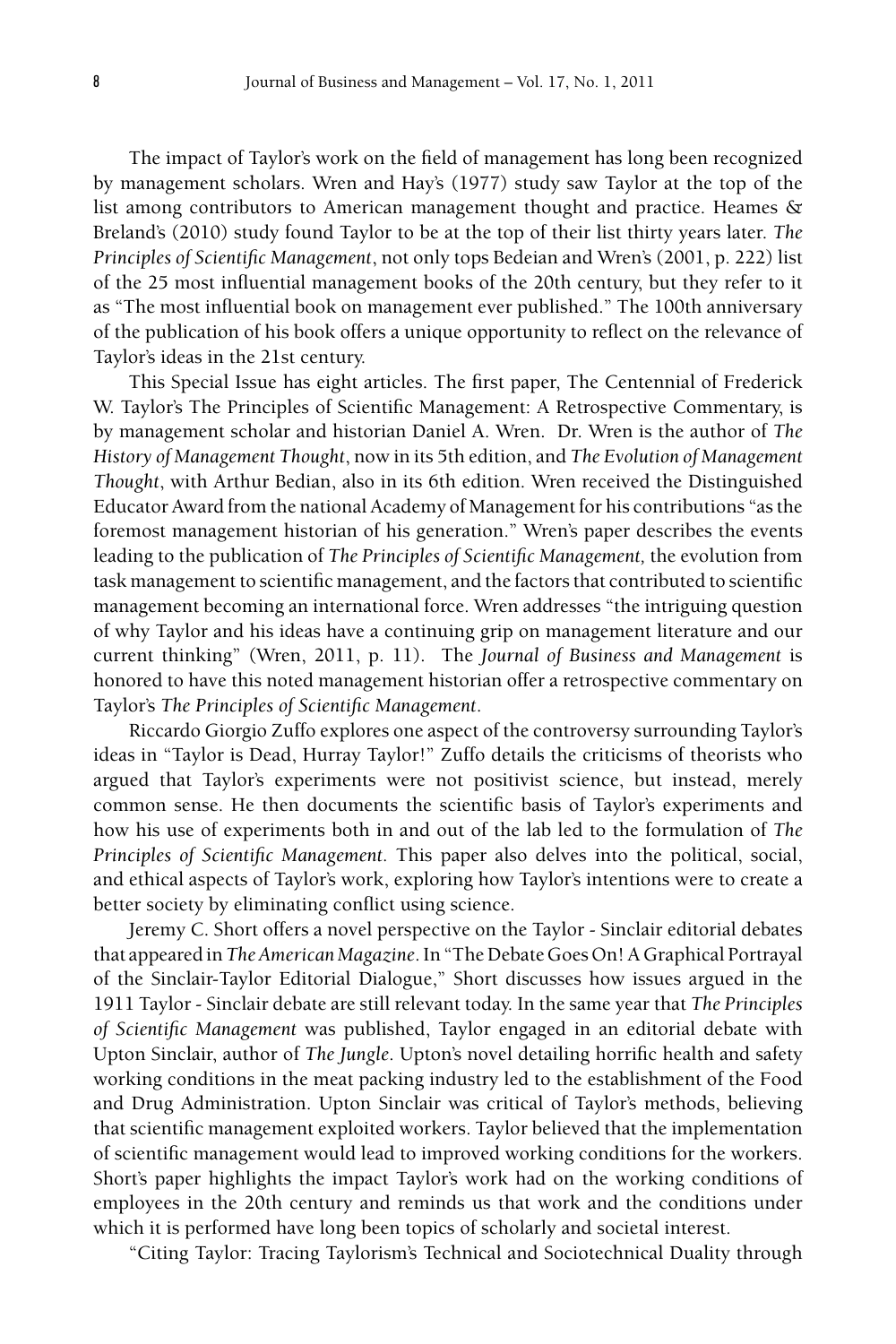The impact of Taylor's work on the field of management has long been recognized by management scholars. Wren and Hay's (1977) study saw Taylor at the top of the list among contributors to American management thought and practice. Heames & Breland's (2010) study found Taylor to be at the top of their list thirty years later. *The Principles of Scientific Management*, not only tops Bedeian and Wren's (2001, p. 222) list of the 25 most influential management books of the 20th century, but they refer to it as "The most influential book on management ever published." The 100th anniversary of the publication of his book offers a unique opportunity to reflect on the relevance of Taylor's ideas in the 21st century.

This Special Issue has eight articles. The first paper, The Centennial of Frederick W. Taylor's The Principles of Scientific Management: A Retrospective Commentary, is by management scholar and historian Daniel A. Wren. Dr. Wren is the author of *The History of Management Thought*, now in its 5th edition, and *The Evolution of Management Thought*, with Arthur Bedian, also in its 6th edition. Wren received the Distinguished Educator Award from the national Academy of Management for his contributions "as the foremost management historian of his generation." Wren's paper describes the events leading to the publication of *The Principles of Scientific Management,* the evolution from task management to scientific management, and the factors that contributed to scientific management becoming an international force. Wren addresses "the intriguing question of why Taylor and his ideas have a continuing grip on management literature and our current thinking" (Wren, 2011, p. 11). The *Journal of Business and Management* is honored to have this noted management historian offer a retrospective commentary on Taylor's *The Principles of Scientific Management*.

Riccardo Giorgio Zuffo explores one aspect of the controversy surrounding Taylor's ideas in "Taylor is Dead, Hurray Taylor!" Zuffo details the criticisms of theorists who argued that Taylor's experiments were not positivist science, but instead, merely common sense. He then documents the scientific basis of Taylor's experiments and how his use of experiments both in and out of the lab led to the formulation of *The Principles of Scientific Management.* This paper also delves into the political, social, and ethical aspects of Taylor's work, exploring how Taylor's intentions were to create a better society by eliminating conflict using science.

Jeremy C. Short offers a novel perspective on the Taylor - Sinclair editorial debates that appeared in *The American Magazine*. In "The Debate Goes On! A Graphical Portrayal of the Sinclair-Taylor Editorial Dialogue," Short discusses how issues argued in the 1911 Taylor - Sinclair debate are still relevant today. In the same year that *The Principles of Scientific Management* was published, Taylor engaged in an editorial debate with Upton Sinclair, author of *The Jungle*. Upton's novel detailing horrific health and safety working conditions in the meat packing industry led to the establishment of the Food and Drug Administration. Upton Sinclair was critical of Taylor's methods, believing that scientific management exploited workers. Taylor believed that the implementation of scientific management would lead to improved working conditions for the workers. Short's paper highlights the impact Taylor's work had on the working conditions of employees in the 20th century and reminds us that work and the conditions under which it is performed have long been topics of scholarly and societal interest.

"Citing Taylor: Tracing Taylorism's Technical and Sociotechnical Duality through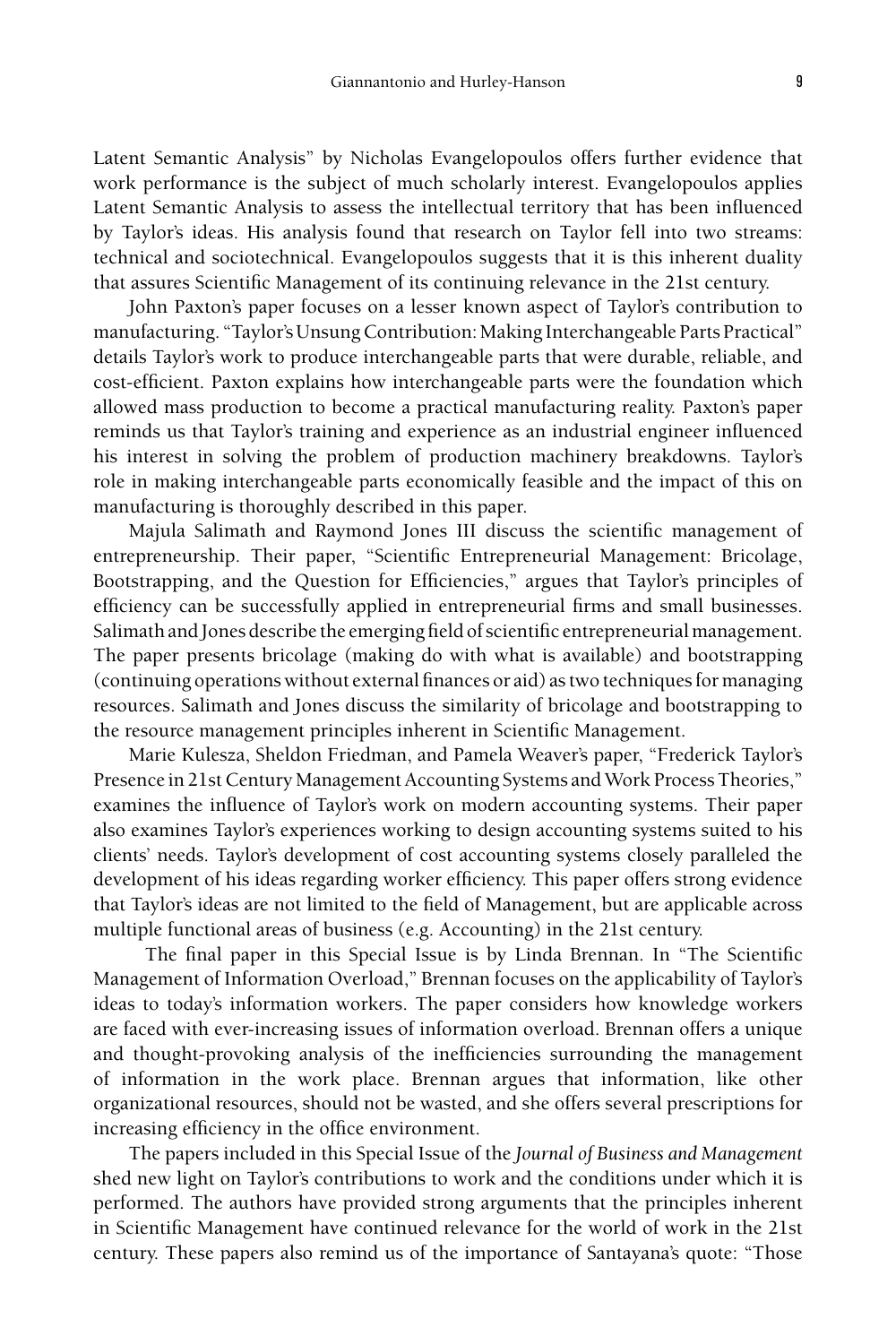Latent Semantic Analysis" by Nicholas Evangelopoulos offers further evidence that work performance is the subject of much scholarly interest. Evangelopoulos applies Latent Semantic Analysis to assess the intellectual territory that has been influenced by Taylor's ideas. His analysis found that research on Taylor fell into two streams: technical and sociotechnical. Evangelopoulos suggests that it is this inherent duality that assures Scientific Management of its continuing relevance in the 21st century.

John Paxton's paper focuses on a lesser known aspect of Taylor's contribution to manufacturing. "Taylor's Unsung Contribution: Making Interchangeable Parts Practical" details Taylor's work to produce interchangeable parts that were durable, reliable, and cost-efficient. Paxton explains how interchangeable parts were the foundation which allowed mass production to become a practical manufacturing reality. Paxton's paper reminds us that Taylor's training and experience as an industrial engineer influenced his interest in solving the problem of production machinery breakdowns. Taylor's role in making interchangeable parts economically feasible and the impact of this on manufacturing is thoroughly described in this paper.

Majula Salimath and Raymond Jones III discuss the scientific management of entrepreneurship. Their paper, "Scientific Entrepreneurial Management: Bricolage, Bootstrapping, and the Question for Efficiencies," argues that Taylor's principles of efficiency can be successfully applied in entrepreneurial firms and small businesses. Salimath and Jones describe the emerging field of scientific entrepreneurial management. The paper presents bricolage (making do with what is available) and bootstrapping (continuing operations without external finances or aid) as two techniques for managing resources. Salimath and Jones discuss the similarity of bricolage and bootstrapping to the resource management principles inherent in Scientific Management.

Marie Kulesza, Sheldon Friedman, and Pamela Weaver's paper, "Frederick Taylor's Presence in 21st Century Management Accounting Systems and Work Process Theories," examines the influence of Taylor's work on modern accounting systems. Their paper also examines Taylor's experiences working to design accounting systems suited to his clients' needs. Taylor's development of cost accounting systems closely paralleled the development of his ideas regarding worker efficiency. This paper offers strong evidence that Taylor's ideas are not limited to the field of Management, but are applicable across multiple functional areas of business (e.g. Accounting) in the 21st century.

The final paper in this Special Issue is by Linda Brennan. In "The Scientific Management of Information Overload," Brennan focuses on the applicability of Taylor's ideas to today's information workers. The paper considers how knowledge workers are faced with ever-increasing issues of information overload. Brennan offers a unique and thought-provoking analysis of the inefficiencies surrounding the management of information in the work place. Brennan argues that information, like other organizational resources, should not be wasted, and she offers several prescriptions for increasing efficiency in the office environment.

The papers included in this Special Issue of the *Journal of Business and Management* shed new light on Taylor's contributions to work and the conditions under which it is performed. The authors have provided strong arguments that the principles inherent in Scientific Management have continued relevance for the world of work in the 21st century. These papers also remind us of the importance of Santayana's quote: "Those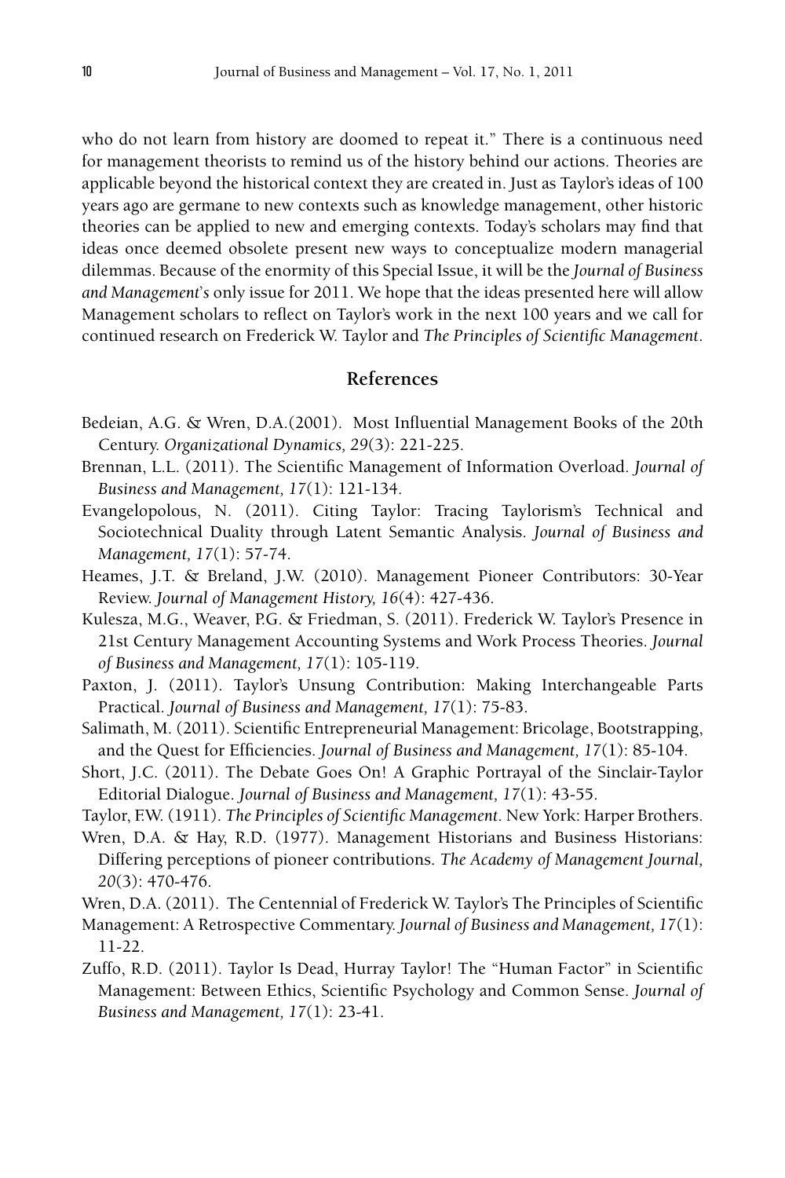who do not learn from history are doomed to repeat it." There is a continuous need for management theorists to remind us of the history behind our actions. Theories are applicable beyond the historical context they are created in. Just as Taylor's ideas of 100 years ago are germane to new contexts such as knowledge management, other historic theories can be applied to new and emerging contexts. Today's scholars may find that ideas once deemed obsolete present new ways to conceptualize modern managerial dilemmas. Because of the enormity of this Special Issue, it will be the *Journal of Business and Management's* only issue for 2011. We hope that the ideas presented here will allow Management scholars to reflect on Taylor's work in the next 100 years and we call for continued research on Frederick W. Taylor and *The Principles of Scientific Management*.

## References

Bedeian, A.G. & Wren, D.A.(2001). Most Influential Management Books of the 20th Century. *Organizational Dynamics, 29*(3): 221-225.

Brennan, L.L. (2011). The Scientific Management of Information Overload. *Journal of Business and Management, 17*(1): 121-134.

Evangelopolous, N. (2011). Citing Taylor: Tracing Taylorism's Technical and Sociotechnical Duality through Latent Semantic Analysis. *Journal of Business and Management, 17*(1): 57-74.

Heames, J.T. & Breland, J.W. (2010). Management Pioneer Contributors: 30-Year Review. *Journal of Management History, 16*(4): 427-436.

Kulesza, M.G., Weaver, P.G. & Friedman, S. (2011). Frederick W. Taylor's Presence in 21st Century Management Accounting Systems and Work Process Theories. *Journal of Business and Management, 17*(1): 105-119.

Paxton, J. (2011). Taylor's Unsung Contribution: Making Interchangeable Parts Practical. *Journal of Business and Management, 17*(1): 75-83.

Salimath, M. (2011). Scientific Entrepreneurial Management: Bricolage, Bootstrapping, and the Quest for Efficiencies. *Journal of Business and Management, 17*(1): 85-104.

Short, J.C. (2011). The Debate Goes On! A Graphic Portrayal of the Sinclair-Taylor Editorial Dialogue. *Journal of Business and Management, 17*(1): 43-55.

Taylor, F.W. (1911). *The Principles of Scientific Management*. New York: Harper Brothers.

Wren, D.A. & Hay, R.D. (1977). Management Historians and Business Historians: Differing perceptions of pioneer contributions. *The Academy of Management Journal, 20*(3): 470-476.

Wren, D.A. (2011). The Centennial of Frederick W. Taylor's The Principles of Scientific Management: A Retrospective Commentary. *Journal of Business and Management, 17*(1): 11-22.

Zuffo, R.D. (2011). Taylor Is Dead, Hurray Taylor! The "Human Factor" in Scientific Management: Between Ethics, Scientific Psychology and Common Sense. *Journal of Business and Management, 17*(1): 23-41.